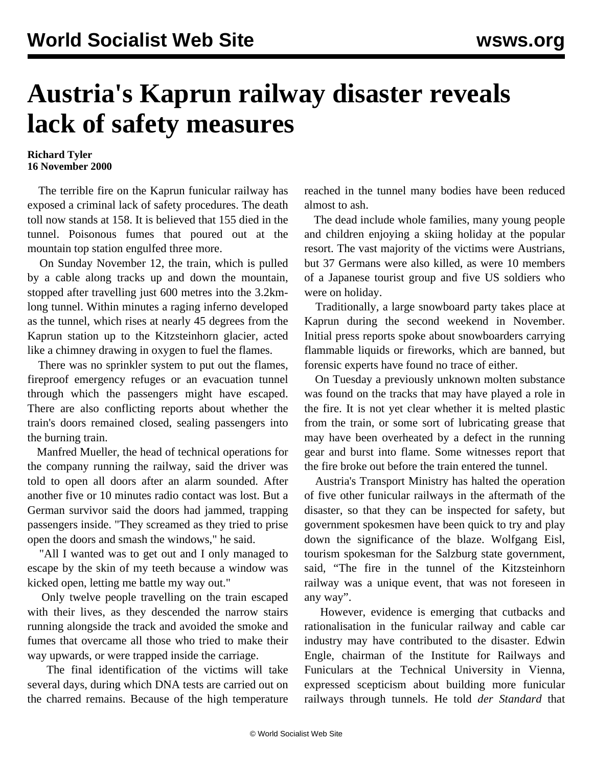# Austria's Kaprun railway disaster reveals lack of safety measures

**Richard Tyler**
**16 November 2000**

The terrible fire on the Kaprun funicular railway has exposed a criminal lack of safety procedures. The death toll now stands at 158. It is believed that 155 died in the tunnel. Poisonous fumes that poured out at the mountain top station engulfed three more.

On Sunday November 12, the train, which is pulled by a cable along tracks up and down the mountain, stopped after travelling just 600 metres into the 3.2km-long tunnel. Within minutes a raging inferno developed as the tunnel, which rises at nearly 45 degrees from the Kaprun station up to the Kitzsteinhorn glacier, acted like a chimney drawing in oxygen to fuel the flames.

There was no sprinkler system to put out the flames, fireproof emergency refuges or an evacuation tunnel through which the passengers might have escaped. There are also conflicting reports about whether the train's doors remained closed, sealing passengers into the burning train.

Manfred Mueller, the head of technical operations for the company running the railway, said the driver was told to open all doors after an alarm sounded. After another five or 10 minutes radio contact was lost. But a German survivor said the doors had jammed, trapping passengers inside. "They screamed as they tried to prise open the doors and smash the windows," he said.

"All I wanted was to get out and I only managed to escape by the skin of my teeth because a window was kicked open, letting me battle my way out."

Only twelve people travelling on the train escaped with their lives, as they descended the narrow stairs running alongside the track and avoided the smoke and fumes that overcame all those who tried to make their way upwards, or were trapped inside the carriage.

The final identification of the victims will take several days, during which DNA tests are carried out on the charred remains. Because of the high temperature reached in the tunnel many bodies have been reduced almost to ash.

The dead include whole families, many young people and children enjoying a skiing holiday at the popular resort. The vast majority of the victims were Austrians, but 37 Germans were also killed, as were 10 members of a Japanese tourist group and five US soldiers who were on holiday.

Traditionally, a large snowboard party takes place at Kaprun during the second weekend in November. Initial press reports spoke about snowboarders carrying flammable liquids or fireworks, which are banned, but forensic experts have found no trace of either.

On Tuesday a previously unknown molten substance was found on the tracks that may have played a role in the fire. It is not yet clear whether it is melted plastic from the train, or some sort of lubricating grease that may have been overheated by a defect in the running gear and burst into flame. Some witnesses report that the fire broke out before the train entered the tunnel.

Austria's Transport Ministry has halted the operation of five other funicular railways in the aftermath of the disaster, so that they can be inspected for safety, but government spokesmen have been quick to try and play down the significance of the blaze. Wolfgang Eisl, tourism spokesman for the Salzburg state government, said, "The fire in the tunnel of the Kitzsteinhorn railway was a unique event, that was not foreseen in any way".

However, evidence is emerging that cutbacks and rationalisation in the funicular railway and cable car industry may have contributed to the disaster. Edwin Engle, chairman of the Institute for Railways and Funiculars at the Technical University in Vienna, expressed scepticism about building more funicular railways through tunnels. He told *der Standard* that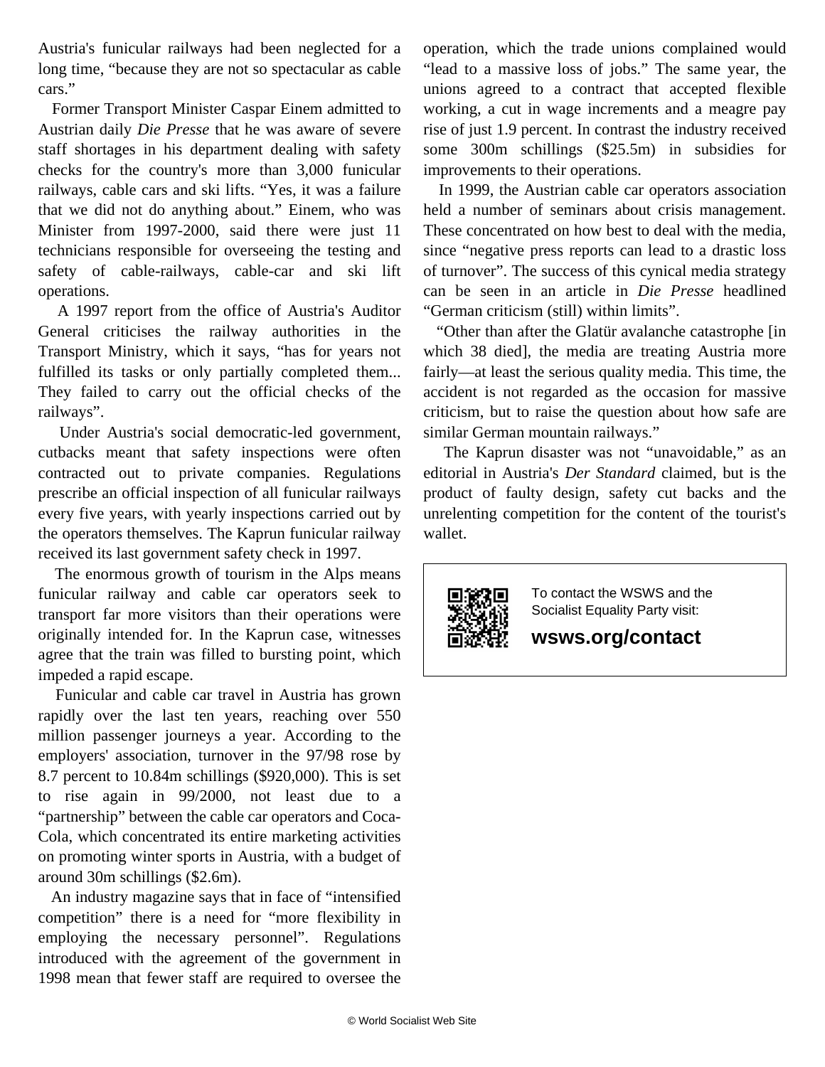Austria's funicular railways had been neglected for a long time, "because they are not so spectacular as cable cars."

Former Transport Minister Caspar Einem admitted to Austrian daily *Die Presse* that he was aware of severe staff shortages in his department dealing with safety checks for the country's more than 3,000 funicular railways, cable cars and ski lifts. "Yes, it was a failure that we did not do anything about." Einem, who was Minister from 1997-2000, said there were just 11 technicians responsible for overseeing the testing and safety of cable-railways, cable-car and ski lift operations.

A 1997 report from the office of Austria's Auditor General criticises the railway authorities in the Transport Ministry, which it says, "has for years not fulfilled its tasks or only partially completed them... They failed to carry out the official checks of the railways".

Under Austria's social democratic-led government, cutbacks meant that safety inspections were often contracted out to private companies. Regulations prescribe an official inspection of all funicular railways every five years, with yearly inspections carried out by the operators themselves. The Kaprun funicular railway received its last government safety check in 1997.

The enormous growth of tourism in the Alps means funicular railway and cable car operators seek to transport far more visitors than their operations were originally intended for. In the Kaprun case, witnesses agree that the train was filled to bursting point, which impeded a rapid escape.

Funicular and cable car travel in Austria has grown rapidly over the last ten years, reaching over 550 million passenger journeys a year. According to the employers' association, turnover in the 97/98 rose by 8.7 percent to 10.84m schillings ($920,000). This is set to rise again in 99/2000, not least due to a "partnership" between the cable car operators and Coca-Cola, which concentrated its entire marketing activities on promoting winter sports in Austria, with a budget of around 30m schillings ($2.6m).

An industry magazine says that in face of "intensified competition" there is a need for "more flexibility in employing the necessary personnel". Regulations introduced with the agreement of the government in 1998 mean that fewer staff are required to oversee the operation, which the trade unions complained would "lead to a massive loss of jobs." The same year, the unions agreed to a contract that accepted flexible working, a cut in wage increments and a meagre pay rise of just 1.9 percent. In contrast the industry received some 300m schillings ($25.5m) in subsidies for improvements to their operations.

In 1999, the Austrian cable car operators association held a number of seminars about crisis management. These concentrated on how best to deal with the media, since "negative press reports can lead to a drastic loss of turnover". The success of this cynical media strategy can be seen in an article in *Die Presse* headlined "German criticism (still) within limits".

"Other than after the Glatür avalanche catastrophe [in which 38 died], the media are treating Austria more fairly—at least the serious quality media. This time, the accident is not regarded as the occasion for massive criticism, but to raise the question about how safe are similar German mountain railways."

The Kaprun disaster was not "unavoidable," as an editorial in Austria's *Der Standard* claimed, but is the product of faulty design, safety cut backs and the unrelenting competition for the content of the tourist's wallet.

To contact the WSWS and the Socialist Equality Party visit:

**wsws.org/contact**